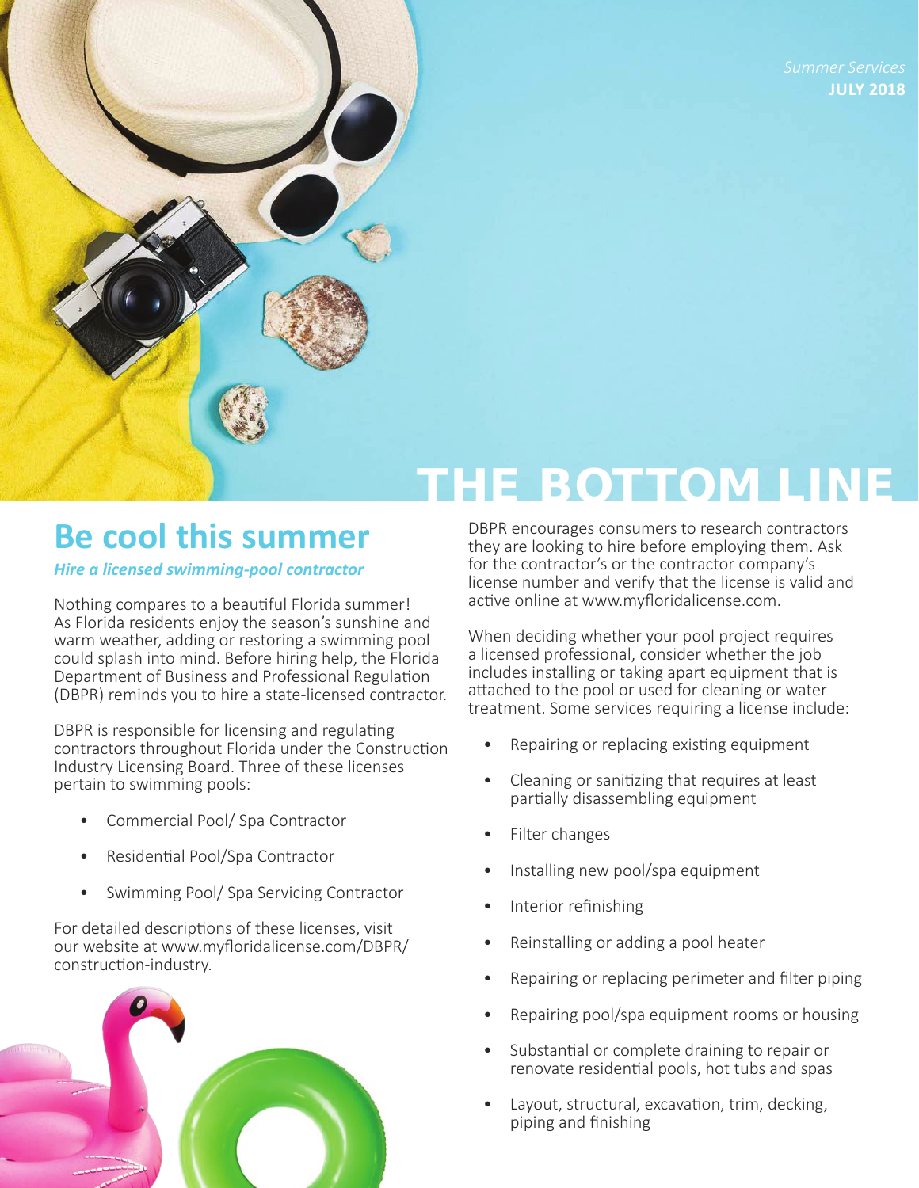*Summer Services*
**JULY 2018**

# THE BOTTOM LINE

## Be cool this summer

***Hire a licensed swimming-pool contractor***

Nothing compares to a beautiful Florida summer! As Florida residents enjoy the season's sunshine and warm weather, adding or restoring a swimming pool could splash into mind. Before hiring help, the Florida Department of Business and Professional Regulation (DBPR) reminds you to hire a state-licensed contractor.

DBPR is responsible for licensing and regulating contractors throughout Florida under the Construction Industry Licensing Board. Three of these licenses pertain to swimming pools:

- Commercial Pool/ Spa Contractor
- Residential Pool/Spa Contractor
- Swimming Pool/ Spa Servicing Contractor

For detailed descriptions of these licenses, visit our website at www.myfloridalicense.com/DBPR/construction-industry.

DBPR encourages consumers to research contractors they are looking to hire before employing them. Ask for the contractor's or the contractor company's license number and verify that the license is valid and active online at www.myfloridalicense.com.

When deciding whether your pool project requires a licensed professional, consider whether the job includes installing or taking apart equipment that is attached to the pool or used for cleaning or water treatment. Some services requiring a license include:

- Repairing or replacing existing equipment
- Cleaning or sanitizing that requires at least partially disassembling equipment
- Filter changes
- Installing new pool/spa equipment
- Interior refinishing
- Reinstalling or adding a pool heater
- Repairing or replacing perimeter and filter piping
- Repairing pool/spa equipment rooms or housing
- Substantial or complete draining to repair or renovate residential pools, hot tubs and spas
- Layout, structural, excavation, trim, decking, piping and finishing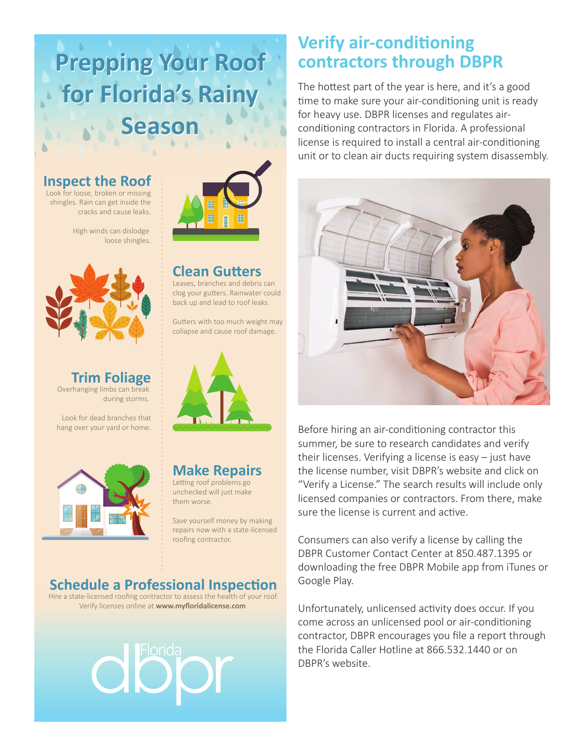# Prepping Your Roof for Florida's Rainy Season

## Inspect the Roof

Look for loose, broken or missing shingles. Rain can get inside the cracks and cause leaks.

High winds can dislodge loose shingles.

## Clean Gutters

Leaves, branches and debris can clog your gutters. Rainwater could back up and lead to roof leaks.

Gutters with too much weight may collapse and cause roof damage.

## Trim Foliage

Overhanging limbs can break during storms.

Look for dead branches that hang over your yard or home.

## Make Repairs

Letting roof problems go unchecked will just make them worse.

Save yourself money by making repairs now with a state-licensed roofing contractor.

## Schedule a Professional Inspection

Hire a state-licensed roofing contractor to assess the health of your roof. Verify licenses online at **www.myfloridalicense.com**

Florida dbpr

# Verify air-conditioning contractors through DBPR

The hottest part of the year is here, and it's a good time to make sure your air-conditioning unit is ready for heavy use. DBPR licenses and regulates air-conditioning contractors in Florida. A professional license is required to install a central air-conditioning unit or to clean air ducts requiring system disassembly.

Before hiring an air-conditioning contractor this summer, be sure to research candidates and verify their licenses. Verifying a license is easy – just have the license number, visit DBPR's website and click on "Verify a License." The search results will include only licensed companies or contractors. From there, make sure the license is current and active.

Consumers can also verify a license by calling the DBPR Customer Contact Center at 850.487.1395 or downloading the free DBPR Mobile app from iTunes or Google Play.

Unfortunately, unlicensed activity does occur. If you come across an unlicensed pool or air-conditioning contractor, DBPR encourages you file a report through the Florida Caller Hotline at 866.532.1440 or on DBPR's website.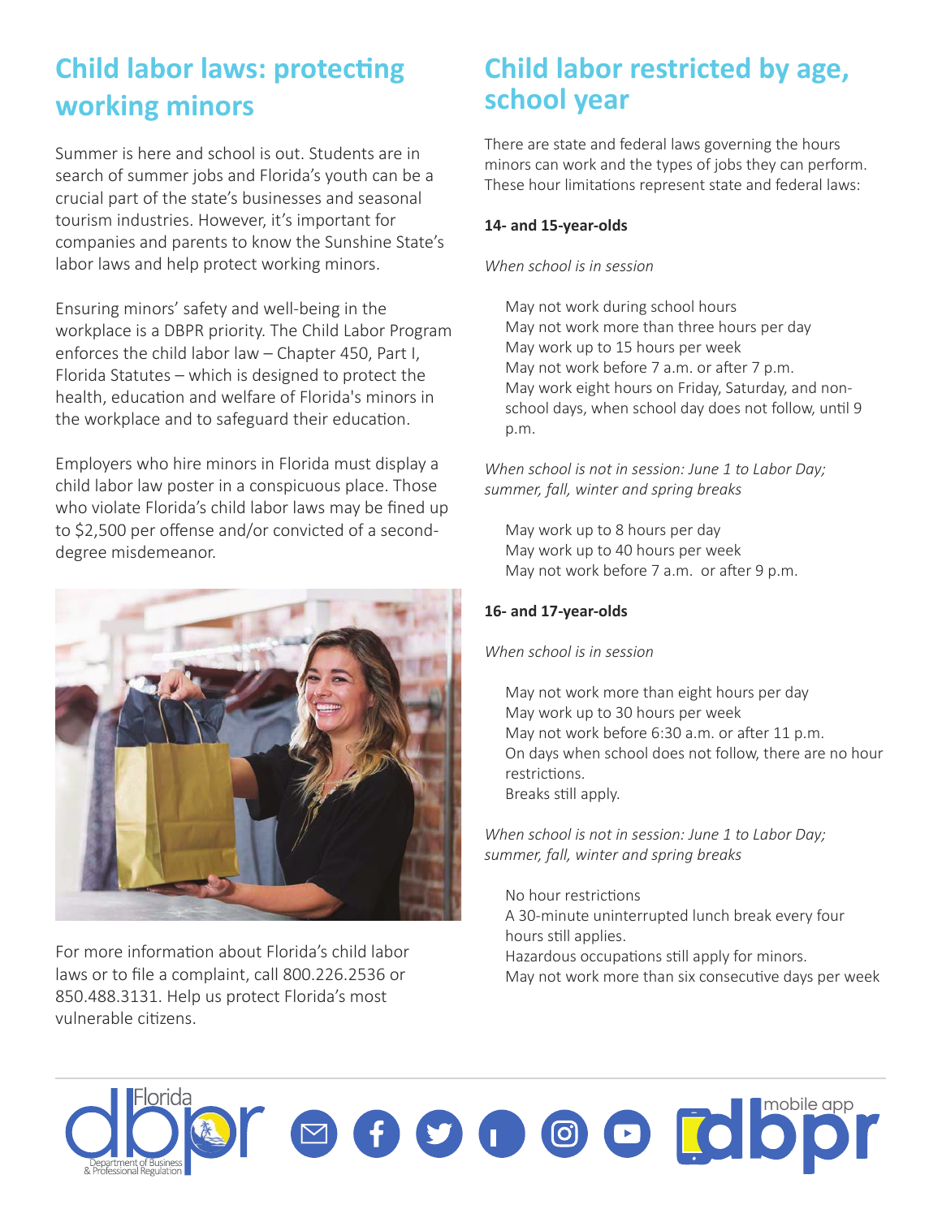## Child labor laws: protecting working minors

Summer is here and school is out. Students are in search of summer jobs and Florida's youth can be a crucial part of the state's businesses and seasonal tourism industries. However, it's important for companies and parents to know the Sunshine State's labor laws and help protect working minors.

Ensuring minors' safety and well-being in the workplace is a DBPR priority. The Child Labor Program enforces the child labor law – Chapter 450, Part I, Florida Statutes – which is designed to protect the health, education and welfare of Florida's minors in the workplace and to safeguard their education.

Employers who hire minors in Florida must display a child labor law poster in a conspicuous place. Those who violate Florida's child labor laws may be fined up to $2,500 per offense and/or convicted of a second-degree misdemeanor.

For more information about Florida's child labor laws or to file a complaint, call 800.226.2536 or 850.488.3131. Help us protect Florida's most vulnerable citizens.

## Child labor restricted by age, school year

There are state and federal laws governing the hours minors can work and the types of jobs they can perform. These hour limitations represent state and federal laws:

**14- and 15-year-olds**

*When school is in session*

- May not work during school hours
- May not work more than three hours per day
- May work up to 15 hours per week
- May not work before 7 a.m. or after 7 p.m.
- May work eight hours on Friday, Saturday, and non-school days, when school day does not follow, until 9 p.m.

*When school is not in session: June 1 to Labor Day; summer, fall, winter and spring breaks*

- May work up to 8 hours per day
- May work up to 40 hours per week
- May not work before 7 a.m. or after 9 p.m.

**16- and 17-year-olds**

*When school is in session*

- May not work more than eight hours per day
- May work up to 30 hours per week
- May not work before 6:30 a.m. or after 11 p.m.
- On days when school does not follow, there are no hour restrictions.
- Breaks still apply.

*When school is not in session: June 1 to Labor Day; summer, fall, winter and spring breaks*

- No hour restrictions
- A 30-minute uninterrupted lunch break every four hours still applies.
- Hazardous occupations still apply for minors.
- May not work more than six consecutive days per week